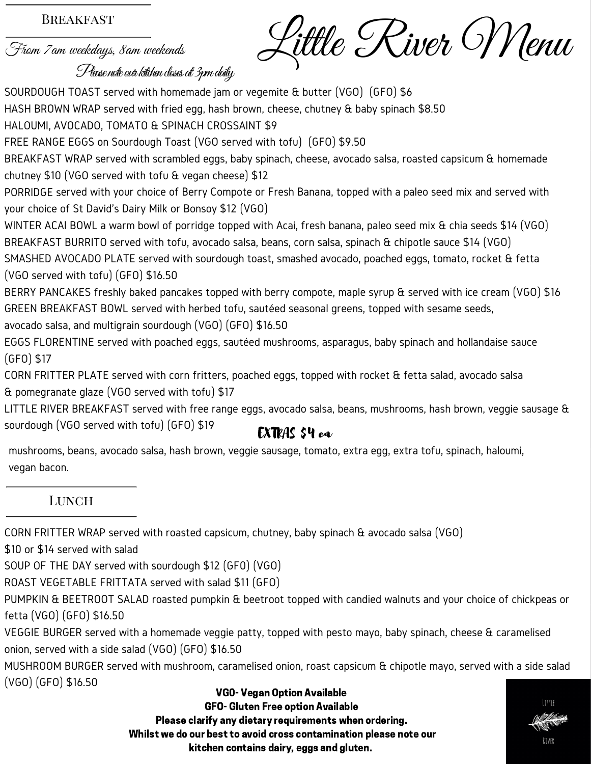# Little River Menu

## Breakfast

*From 7am weekdays, 8am weekends*

*Please note our kitchen closes at 3pm daily*

SOURDOUGH TOAST served with homemade jam or vegemite & butter (VGO) (GFO) $6

HASH BROWN WRAP served with fried egg, hash brown, cheese, chutney & baby spinach $8.50

HALOUMI, AVOCADO, TOMATO & SPINACH CROSSAINT $9

FREE RANGE EGGS on Sourdough Toast (VGO served with tofu) (GFO) $9.50

BREAKFAST WRAP served with scrambled eggs, baby spinach, cheese, avocado salsa, roasted capsicum & homemade chutney $10 (VGO served with tofu & vegan cheese) $12

PORRIDGE served with your choice of Berry Compote or Fresh Banana, topped with a paleo seed mix and served with your choice of St David's Dairy Milk or Bonsoy $12 (VGO)

WINTER ACAI BOWL a warm bowl of porridge topped with Acai, fresh banana, paleo seed mix & chia seeds $14 (VGO)

BREAKFAST BURRITO served with tofu, avocado salsa, beans, corn salsa, spinach & chipotle sauce $14 (VGO)

SMASHED AVOCADO PLATE served with sourdough toast, smashed avocado, poached eggs, tomato, rocket & fetta (VGO served with tofu) (GFO) $16.50

BERRY PANCAKES freshly baked pancakes topped with berry compote, maple syrup & served with ice cream (VGO) $16

GREEN BREAKFAST BOWL served with herbed tofu, sautéed seasonal greens, topped with sesame seeds, avocado salsa, and multigrain sourdough (VGO) (GFO) $16.50

EGGS FLORENTINE served with poached eggs, sautéed mushrooms, asparagus, baby spinach and hollandaise sauce (GFO) $17

CORN FRITTER PLATE served with corn fritters, poached eggs, topped with rocket & fetta salad, avocado salsa & pomegranate glaze (VGO served with tofu) $17

LITTLE RIVER BREAKFAST served with free range eggs, avocado salsa, beans, mushrooms, hash brown, veggie sausage & sourdough (VGO served with tofu) (GFO) $19

### EXTRAS $4 ea

mushrooms, beans, avocado salsa, hash brown, veggie sausage, tomato, extra egg, extra tofu, spinach, haloumi, vegan bacon.

## Lunch

CORN FRITTER WRAP served with roasted capsicum, chutney, baby spinach & avocado salsa (VGO) $10 or $14 served with salad

SOUP OF THE DAY served with sourdough $12 (GFO) (VGO)

ROAST VEGETABLE FRITTATA served with salad $11 (GFO)

PUMPKIN & BEETROOT SALAD roasted pumpkin & beetroot topped with candied walnuts and your choice of chickpeas or fetta (VGO) (GFO) $16.50

VEGGIE BURGER served with a homemade veggie patty, topped with pesto mayo, baby spinach, cheese & caramelised onion, served with a side salad (VGO) (GFO) $16.50

MUSHROOM BURGER served with mushroom, caramelised onion, roast capsicum & chipotle mayo, served with a side salad (VGO) (GFO) $16.50

**VGO- Vegan Option Available**
**GFO- Gluten Free option Available**
**Please clarify any dietary requirements when ordering.**
**Whilst we do our best to avoid cross contamination please note our kitchen contains dairy, eggs and gluten.**

Little River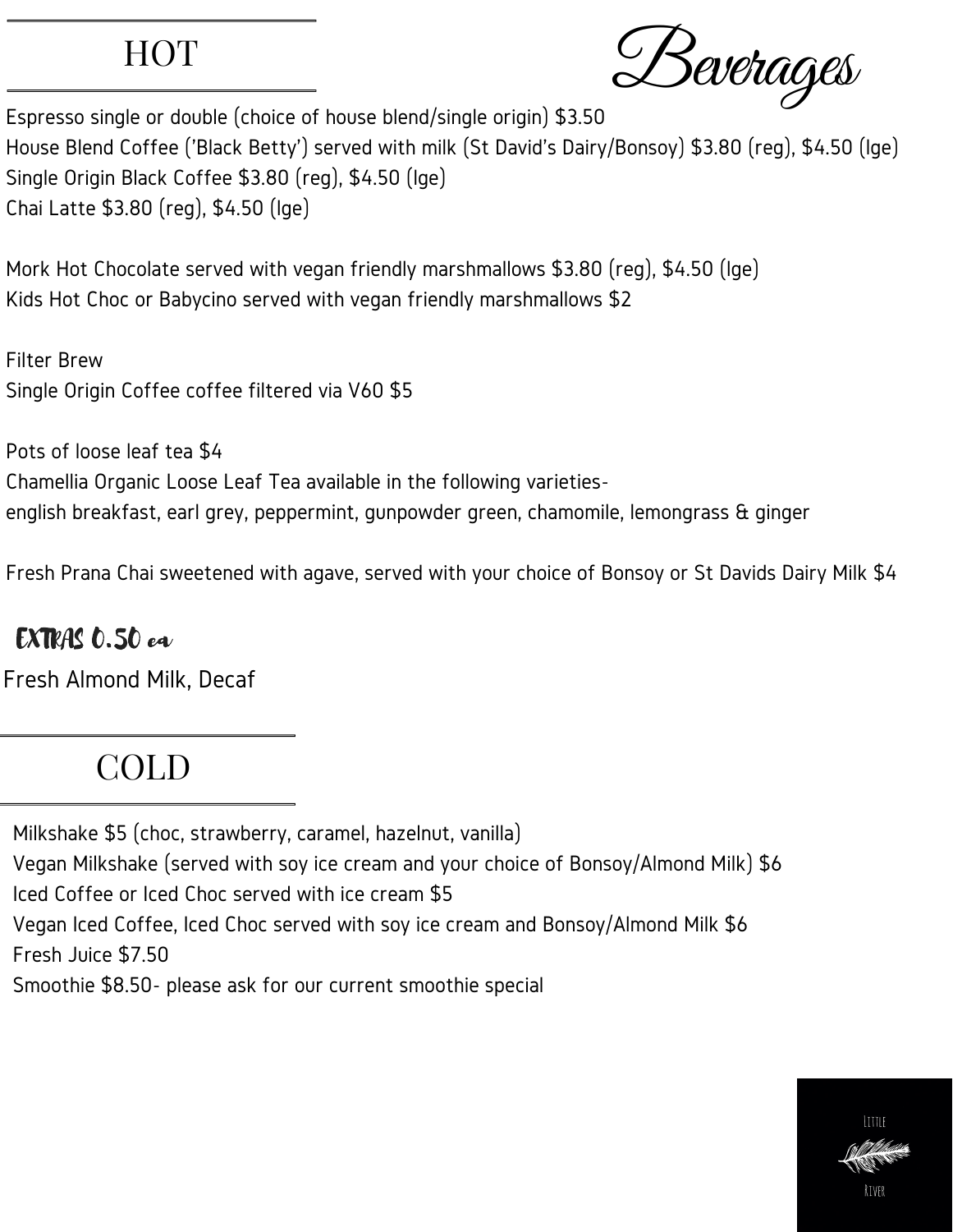# Beverages

## HOT

Espresso single or double (choice of house blend/single origin) $3.50
House Blend Coffee ('Black Betty') served with milk (St David's Dairy/Bonsoy) $3.80 (reg), $4.50 (lge)
Single Origin Black Coffee $3.80 (reg), $4.50 (lge)
Chai Latte $3.80 (reg), $4.50 (lge)

Mork Hot Chocolate served with vegan friendly marshmallows $3.80 (reg), $4.50 (lge)
Kids Hot Choc or Babycino served with vegan friendly marshmallows $2

Filter Brew
Single Origin Coffee coffee filtered via V60 $5

Pots of loose leaf tea $4
Chamellia Organic Loose Leaf Tea available in the following varieties-
english breakfast, earl grey, peppermint, gunpowder green, chamomile, lemongrass & ginger

Fresh Prana Chai sweetened with agave, served with your choice of Bonsoy or St Davids Dairy Milk $4

### EXTRAS 0.50 ea

Fresh Almond Milk, Decaf

## COLD

Milkshake $5 (choc, strawberry, caramel, hazelnut, vanilla)
Vegan Milkshake (served with soy ice cream and your choice of Bonsoy/Almond Milk) $6
Iced Coffee or Iced Choc served with ice cream $5
Vegan Iced Coffee, Iced Choc served with soy ice cream and Bonsoy/Almond Milk $6
Fresh Juice $7.50
Smoothie $8.50- please ask for our current smoothie special

Little River